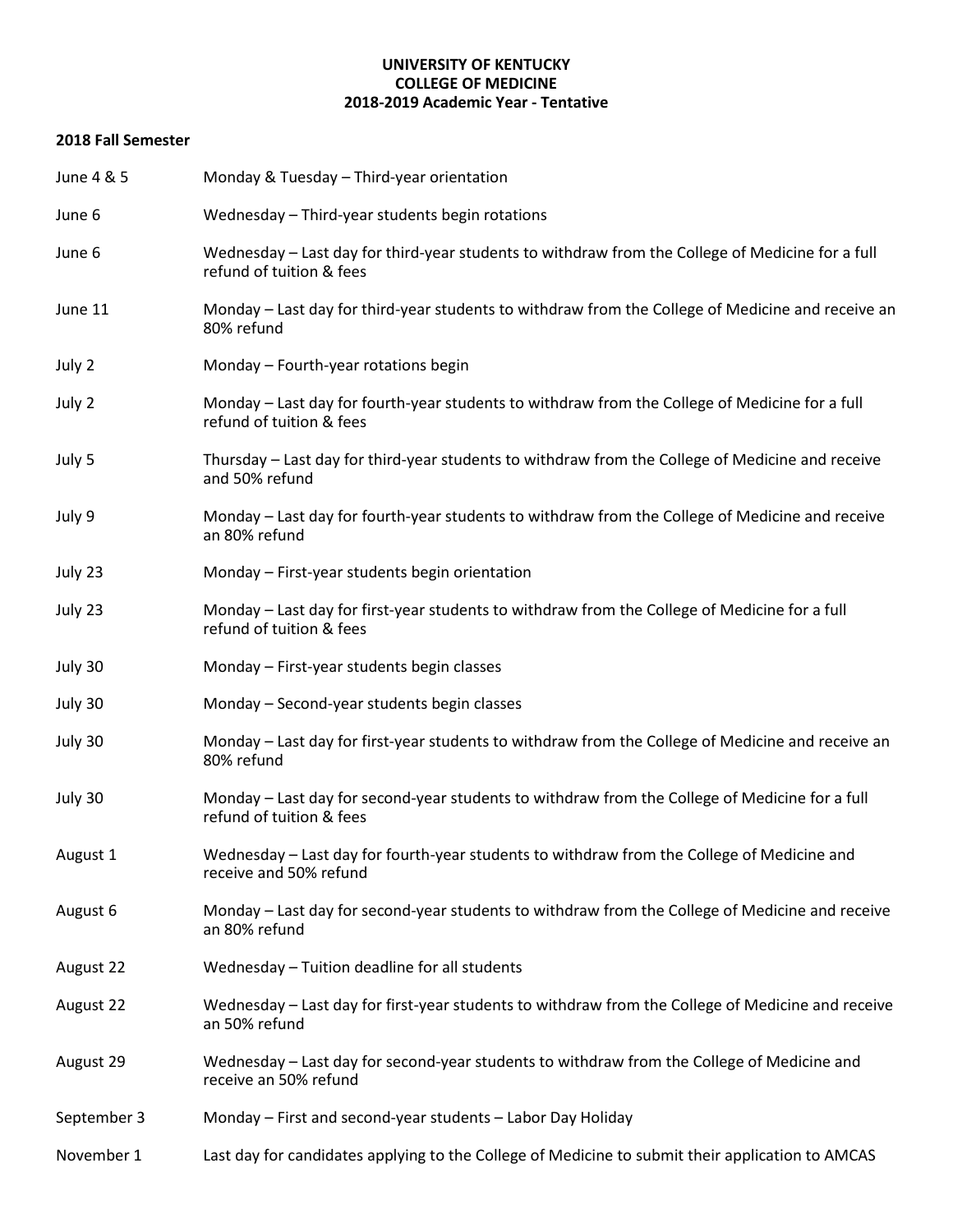**UNIVERSITY OF KENTUCKY**
**COLLEGE OF MEDICINE**
**2018-2019 Academic Year - Tentative**

**2018 Fall Semester**

| | |
|---|---|
| June 4 & 5 | Monday & Tuesday – Third-year orientation |
| June 6 | Wednesday – Third-year students begin rotations |
| June 6 | Wednesday – Last day for third-year students to withdraw from the College of Medicine for a full refund of tuition & fees |
| June 11 | Monday – Last day for third-year students to withdraw from the College of Medicine and receive an 80% refund |
| July 2 | Monday – Fourth-year rotations begin |
| July 2 | Monday – Last day for fourth-year students to withdraw from the College of Medicine for a full refund of tuition & fees |
| July 5 | Thursday – Last day for third-year students to withdraw from the College of Medicine and receive and 50% refund |
| July 9 | Monday – Last day for fourth-year students to withdraw from the College of Medicine and receive an 80% refund |
| July 23 | Monday – First-year students begin orientation |
| July 23 | Monday – Last day for first-year students to withdraw from the College of Medicine for a full refund of tuition & fees |
| July 30 | Monday – First-year students begin classes |
| July 30 | Monday – Second-year students begin classes |
| July 30 | Monday – Last day for first-year students to withdraw from the College of Medicine and receive an 80% refund |
| July 30 | Monday – Last day for second-year students to withdraw from the College of Medicine for a full refund of tuition & fees |
| August 1 | Wednesday – Last day for fourth-year students to withdraw from the College of Medicine and receive and 50% refund |
| August 6 | Monday – Last day for second-year students to withdraw from the College of Medicine and receive an 80% refund |
| August 22 | Wednesday – Tuition deadline for all students |
| August 22 | Wednesday – Last day for first-year students to withdraw from the College of Medicine and receive an 50% refund |
| August 29 | Wednesday – Last day for second-year students to withdraw from the College of Medicine and receive an 50% refund |
| September 3 | Monday – First and second-year students – Labor Day Holiday |
| November 1 | Last day for candidates applying to the College of Medicine to submit their application to AMCAS |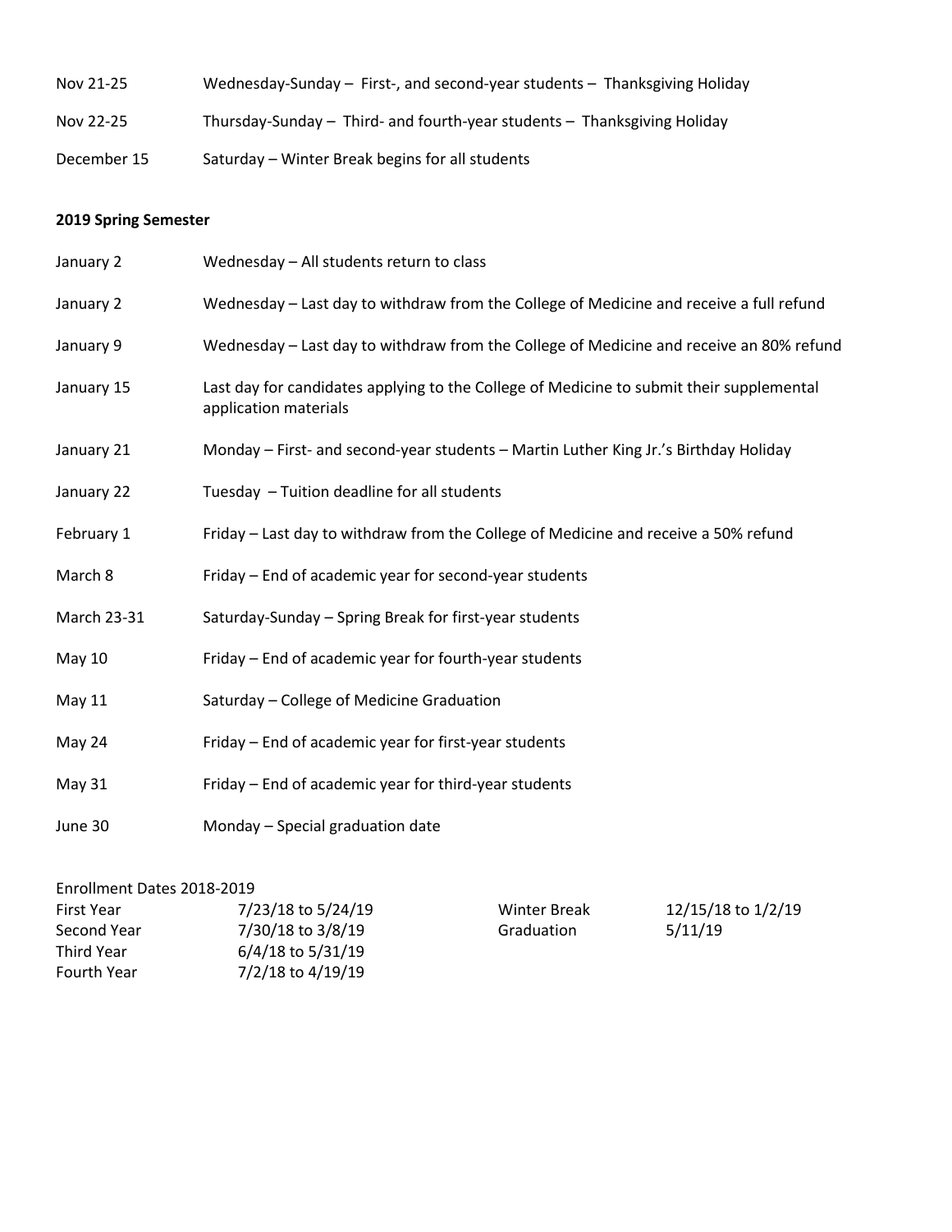| | |
|---|---|
| Nov 21-25 | Wednesday-Sunday – First-, and second-year students – Thanksgiving Holiday |
| Nov 22-25 | Thursday-Sunday – Third- and fourth-year students – Thanksgiving Holiday |
| December 15 | Saturday – Winter Break begins for all students |

**2019 Spring Semester**

| | |
|---|---|
| January 2 | Wednesday – All students return to class |
| January 2 | Wednesday – Last day to withdraw from the College of Medicine and receive a full refund |
| January 9 | Wednesday – Last day to withdraw from the College of Medicine and receive an 80% refund |
| January 15 | Last day for candidates applying to the College of Medicine to submit their supplemental application materials |
| January 21 | Monday – First- and second-year students – Martin Luther King Jr.'s Birthday Holiday |
| January 22 | Tuesday – Tuition deadline for all students |
| February 1 | Friday – Last day to withdraw from the College of Medicine and receive a 50% refund |
| March 8 | Friday – End of academic year for second-year students |
| March 23-31 | Saturday-Sunday – Spring Break for first-year students |
| May 10 | Friday – End of academic year for fourth-year students |
| May 11 | Saturday – College of Medicine Graduation |
| May 24 | Friday – End of academic year for first-year students |
| May 31 | Friday – End of academic year for third-year students |
| June 30 | Monday – Special graduation date |

Enrollment Dates 2018-2019

| | | | |
|---|---|---|---|
| First Year | 7/23/18 to 5/24/19 | Winter Break | 12/15/18 to 1/2/19 |
| Second Year | 7/30/18 to 3/8/19 | Graduation | 5/11/19 |
| Third Year | 6/4/18 to 5/31/19 | | |
| Fourth Year | 7/2/18 to 4/19/19 | | |